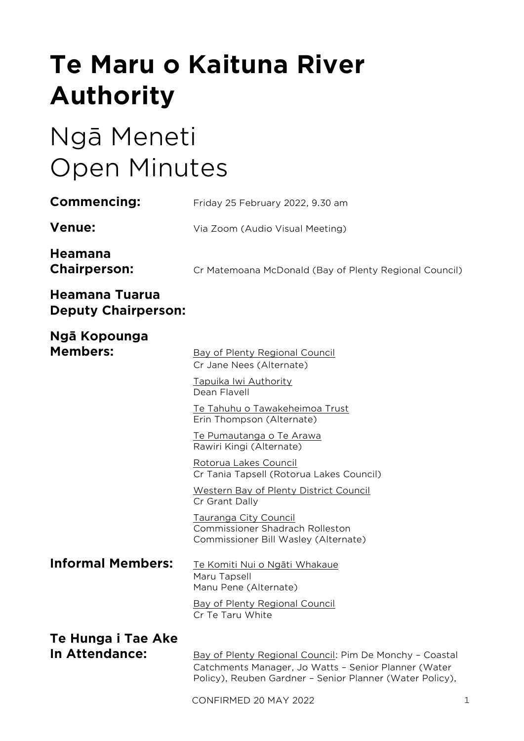# Te Maru o Kaituna River Authority

# Ngā Meneti
# Open Minutes

**Commencing:** Friday 25 February 2022, 9.30 am

**Venue:** Via Zoom (Audio Visual Meeting)

**Heamana Chairperson:** Cr Matemoana McDonald (Bay of Plenty Regional Council)

**Heamana Tuarua Deputy Chairperson:**

**Ngā Kopounga Members:**

Bay of Plenty Regional Council
Cr Jane Nees (Alternate)

Tapuika Iwi Authority
Dean Flavell

Te Tahuhu o Tawakeheimoa Trust
Erin Thompson (Alternate)

Te Pumautanga o Te Arawa
Rawiri Kingi (Alternate)

Rotorua Lakes Council
Cr Tania Tapsell (Rotorua Lakes Council)

Western Bay of Plenty District Council
Cr Grant Dally

Tauranga City Council
Commissioner Shadrach Rolleston
Commissioner Bill Wasley (Alternate)

**Informal Members:**

Te Komiti Nui o Ngāti Whakaue
Maru Tapsell
Manu Pene (Alternate)

Bay of Plenty Regional Council
Cr Te Taru White

**Te Hunga i Tae Ake In Attendance:**

Bay of Plenty Regional Council: Pim De Monchy – Coastal Catchments Manager, Jo Watts – Senior Planner (Water Policy), Reuben Gardner – Senior Planner (Water Policy),

CONFIRMED 20 MAY 2022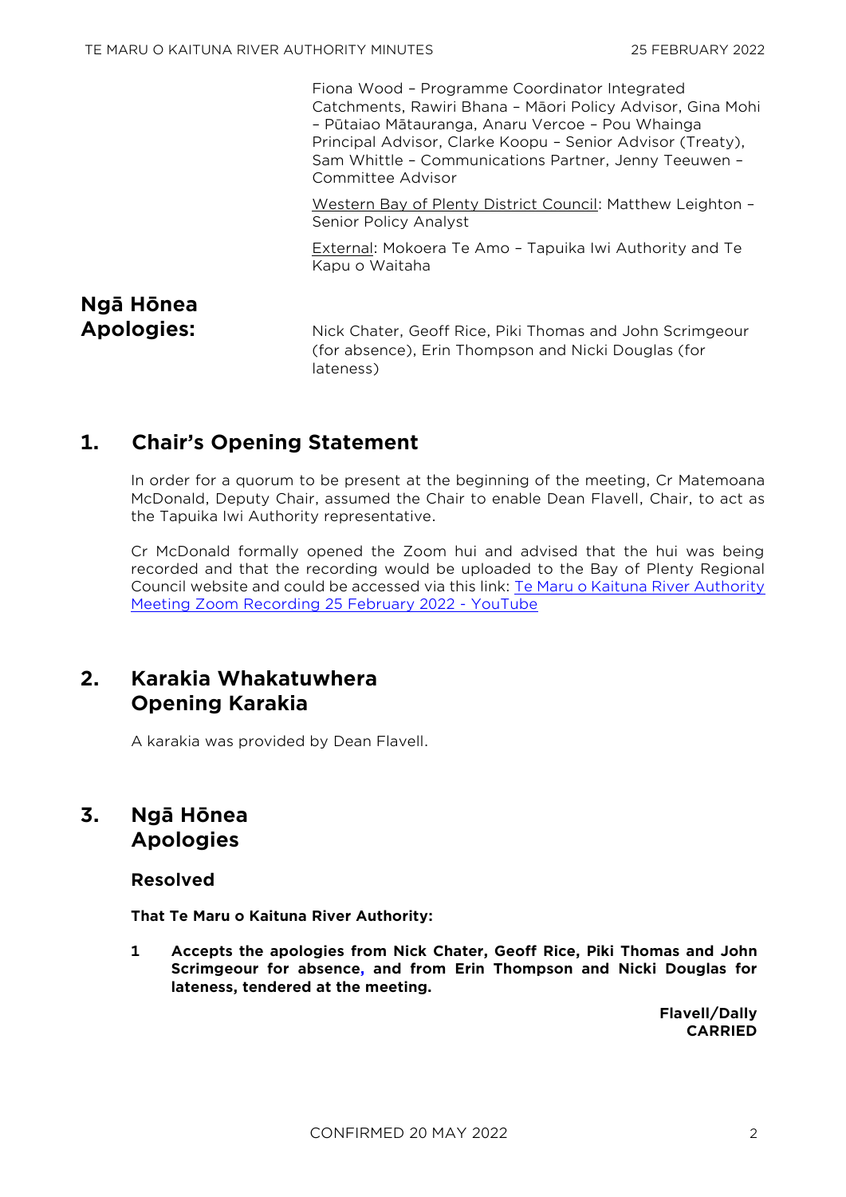Fiona Wood – Programme Coordinator Integrated Catchments, Rawiri Bhana – Māori Policy Advisor, Gina Mohi – Pūtaiao Mātauranga, Anaru Vercoe – Pou Whainga Principal Advisor, Clarke Koopu – Senior Advisor (Treaty), Sam Whittle – Communications Partner, Jenny Teeuwen – Committee Advisor

Western Bay of Plenty District Council: Matthew Leighton – Senior Policy Analyst

External: Mokoera Te Amo – Tapuika Iwi Authority and Te Kapu o Waitaha

**Ngā Hōnea Apologies:** Nick Chater, Geoff Rice, Piki Thomas and John Scrimgeour (for absence), Erin Thompson and Nicki Douglas (for lateness)

## 1. Chair's Opening Statement

In order for a quorum to be present at the beginning of the meeting, Cr Matemoana McDonald, Deputy Chair, assumed the Chair to enable Dean Flavell, Chair, to act as the Tapuika Iwi Authority representative.

Cr McDonald formally opened the Zoom hui and advised that the hui was being recorded and that the recording would be uploaded to the Bay of Plenty Regional Council website and could be accessed via this link: Te Maru o Kaituna River Authority Meeting Zoom Recording 25 February 2022 - YouTube

## 2. Karakia Whakatuwhera Opening Karakia

A karakia was provided by Dean Flavell.

## 3. Ngā Hōnea Apologies

### Resolved

**That Te Maru o Kaituna River Authority:**

**1 Accepts the apologies from Nick Chater, Geoff Rice, Piki Thomas and John Scrimgeour for absence, and from Erin Thompson and Nicki Douglas for lateness, tendered at the meeting.**

**Flavell/Dally**
**CARRIED**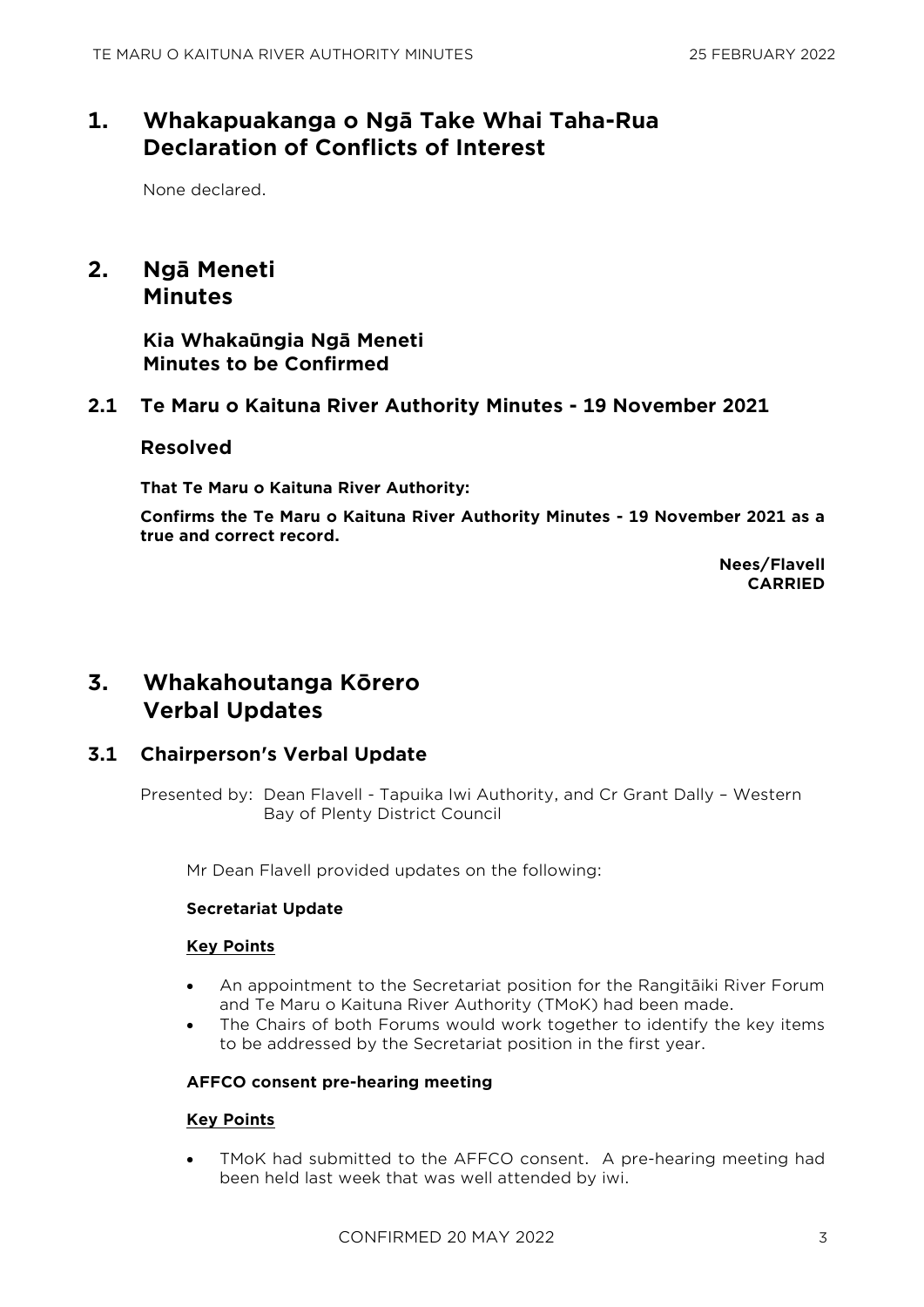# 1. Whakapuakanga o Ngā Take Whai Taha-Rua Declaration of Conflicts of Interest

None declared.

# 2. Ngā Meneti Minutes

## Kia Whakaūngia Ngā Meneti Minutes to be Confirmed

### 2.1 Te Maru o Kaituna River Authority Minutes - 19 November 2021

#### Resolved

**That Te Maru o Kaituna River Authority:**

**Confirms the Te Maru o Kaituna River Authority Minutes - 19 November 2021 as a true and correct record.**

**Nees/Flavell**
**CARRIED**

# 3. Whakahoutanga Kōrero Verbal Updates

### 3.1 Chairperson's Verbal Update

Presented by: Dean Flavell - Tapuika Iwi Authority, and Cr Grant Dally – Western Bay of Plenty District Council

Mr Dean Flavell provided updates on the following:

**Secretariat Update**

**Key Points**

- An appointment to the Secretariat position for the Rangitāiki River Forum and Te Maru o Kaituna River Authority (TMoK) had been made.
- The Chairs of both Forums would work together to identify the key items to be addressed by the Secretariat position in the first year.

**AFFCO consent pre-hearing meeting**

**Key Points**

- TMoK had submitted to the AFFCO consent. A pre-hearing meeting had been held last week that was well attended by iwi.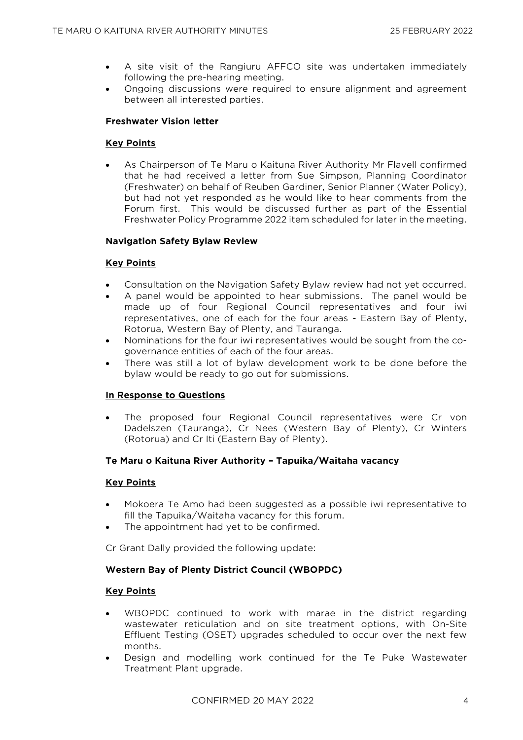- A site visit of the Rangiuru AFFCO site was undertaken immediately following the pre-hearing meeting.
- Ongoing discussions were required to ensure alignment and agreement between all interested parties.

**Freshwater Vision letter**

**Key Points**

- As Chairperson of Te Maru o Kaituna River Authority Mr Flavell confirmed that he had received a letter from Sue Simpson, Planning Coordinator (Freshwater) on behalf of Reuben Gardiner, Senior Planner (Water Policy), but had not yet responded as he would like to hear comments from the Forum first. This would be discussed further as part of the Essential Freshwater Policy Programme 2022 item scheduled for later in the meeting.

**Navigation Safety Bylaw Review**

**Key Points**

- Consultation on the Navigation Safety Bylaw review had not yet occurred.
- A panel would be appointed to hear submissions. The panel would be made up of four Regional Council representatives and four iwi representatives, one of each for the four areas - Eastern Bay of Plenty, Rotorua, Western Bay of Plenty, and Tauranga.
- Nominations for the four iwi representatives would be sought from the co-governance entities of each of the four areas.
- There was still a lot of bylaw development work to be done before the bylaw would be ready to go out for submissions.

**In Response to Questions**

- The proposed four Regional Council representatives were Cr von Dadelszen (Tauranga), Cr Nees (Western Bay of Plenty), Cr Winters (Rotorua) and Cr Iti (Eastern Bay of Plenty).

**Te Maru o Kaituna River Authority – Tapuika/Waitaha vacancy**

**Key Points**

- Mokoera Te Amo had been suggested as a possible iwi representative to fill the Tapuika/Waitaha vacancy for this forum.
- The appointment had yet to be confirmed.

Cr Grant Dally provided the following update:

**Western Bay of Plenty District Council (WBOPDC)**

**Key Points**

- WBOPDC continued to work with marae in the district regarding wastewater reticulation and on site treatment options, with On-Site Effluent Testing (OSET) upgrades scheduled to occur over the next few months.
- Design and modelling work continued for the Te Puke Wastewater Treatment Plant upgrade.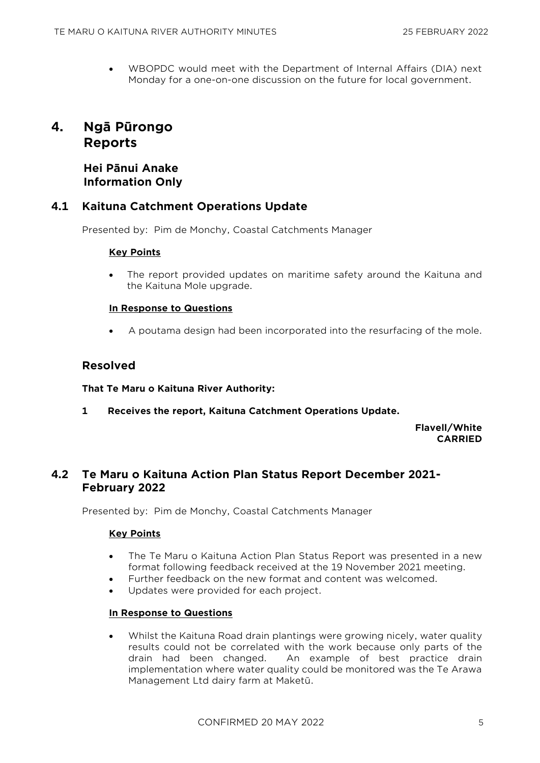- WBOPDC would meet with the Department of Internal Affairs (DIA) next Monday for a one-on-one discussion on the future for local government.

# 4. Ngā Pūrongo Reports

## Hei Pānui Anake Information Only

## 4.1 Kaituna Catchment Operations Update

Presented by: Pim de Monchy, Coastal Catchments Manager

**Key Points**

- The report provided updates on maritime safety around the Kaituna and the Kaituna Mole upgrade.

**In Response to Questions**

- A poutama design had been incorporated into the resurfacing of the mole.

### Resolved

**That Te Maru o Kaituna River Authority:**

**1 Receives the report, Kaituna Catchment Operations Update.**

**Flavell/White**
**CARRIED**

## 4.2 Te Maru o Kaituna Action Plan Status Report December 2021-February 2022

Presented by: Pim de Monchy, Coastal Catchments Manager

**Key Points**

- The Te Maru o Kaituna Action Plan Status Report was presented in a new format following feedback received at the 19 November 2021 meeting.
- Further feedback on the new format and content was welcomed.
- Updates were provided for each project.

**In Response to Questions**

- Whilst the Kaituna Road drain plantings were growing nicely, water quality results could not be correlated with the work because only parts of the drain had been changed. An example of best practice drain implementation where water quality could be monitored was the Te Arawa Management Ltd dairy farm at Maketū.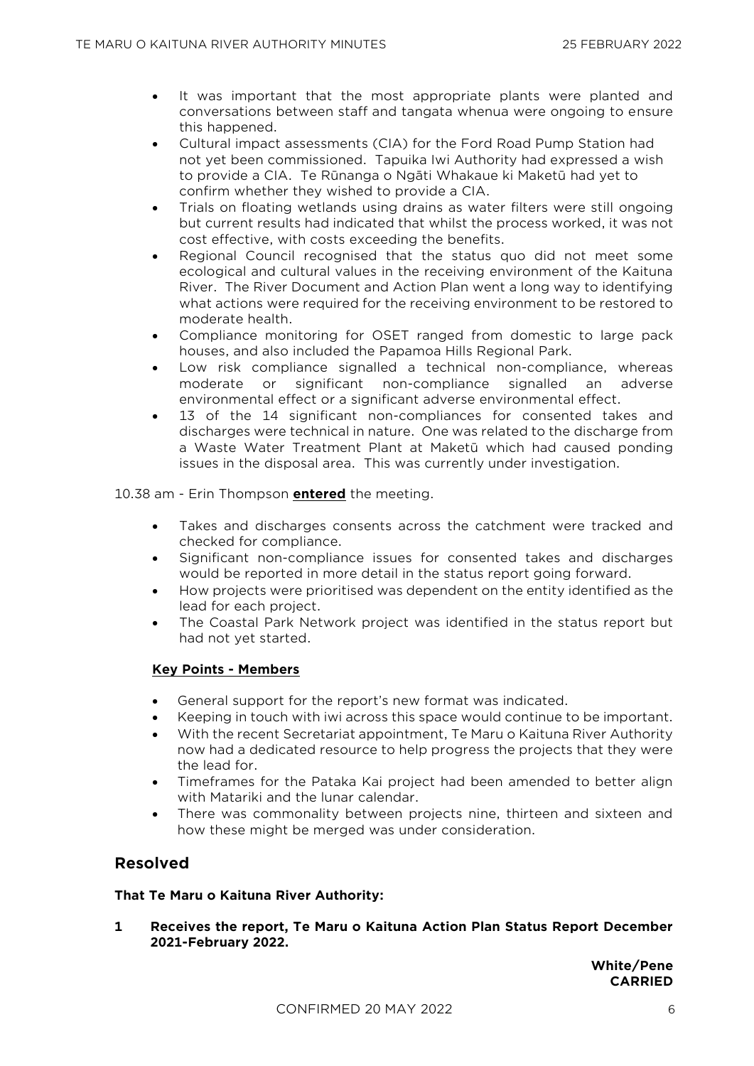- It was important that the most appropriate plants were planted and conversations between staff and tangata whenua were ongoing to ensure this happened.
- Cultural impact assessments (CIA) for the Ford Road Pump Station had not yet been commissioned. Tapuika Iwi Authority had expressed a wish to provide a CIA. Te Rūnanga o Ngāti Whakaue ki Maketū had yet to confirm whether they wished to provide a CIA.
- Trials on floating wetlands using drains as water filters were still ongoing but current results had indicated that whilst the process worked, it was not cost effective, with costs exceeding the benefits.
- Regional Council recognised that the status quo did not meet some ecological and cultural values in the receiving environment of the Kaituna River. The River Document and Action Plan went a long way to identifying what actions were required for the receiving environment to be restored to moderate health.
- Compliance monitoring for OSET ranged from domestic to large pack houses, and also included the Papamoa Hills Regional Park.
- Low risk compliance signalled a technical non-compliance, whereas moderate or significant non-compliance signalled an adverse environmental effect or a significant adverse environmental effect.
- 13 of the 14 significant non-compliances for consented takes and discharges were technical in nature. One was related to the discharge from a Waste Water Treatment Plant at Maketū which had caused ponding issues in the disposal area. This was currently under investigation.

10.38 am - Erin Thompson **entered** the meeting.

- Takes and discharges consents across the catchment were tracked and checked for compliance.
- Significant non-compliance issues for consented takes and discharges would be reported in more detail in the status report going forward.
- How projects were prioritised was dependent on the entity identified as the lead for each project.
- The Coastal Park Network project was identified in the status report but had not yet started.

**Key Points - Members**

- General support for the report's new format was indicated.
- Keeping in touch with iwi across this space would continue to be important.
- With the recent Secretariat appointment, Te Maru o Kaituna River Authority now had a dedicated resource to help progress the projects that they were the lead for.
- Timeframes for the Pataka Kai project had been amended to better align with Matariki and the lunar calendar.
- There was commonality between projects nine, thirteen and sixteen and how these might be merged was under consideration.

## Resolved

**That Te Maru o Kaituna River Authority:**

**1 Receives the report, Te Maru o Kaituna Action Plan Status Report December 2021-February 2022.**

**White/Pene**
**CARRIED**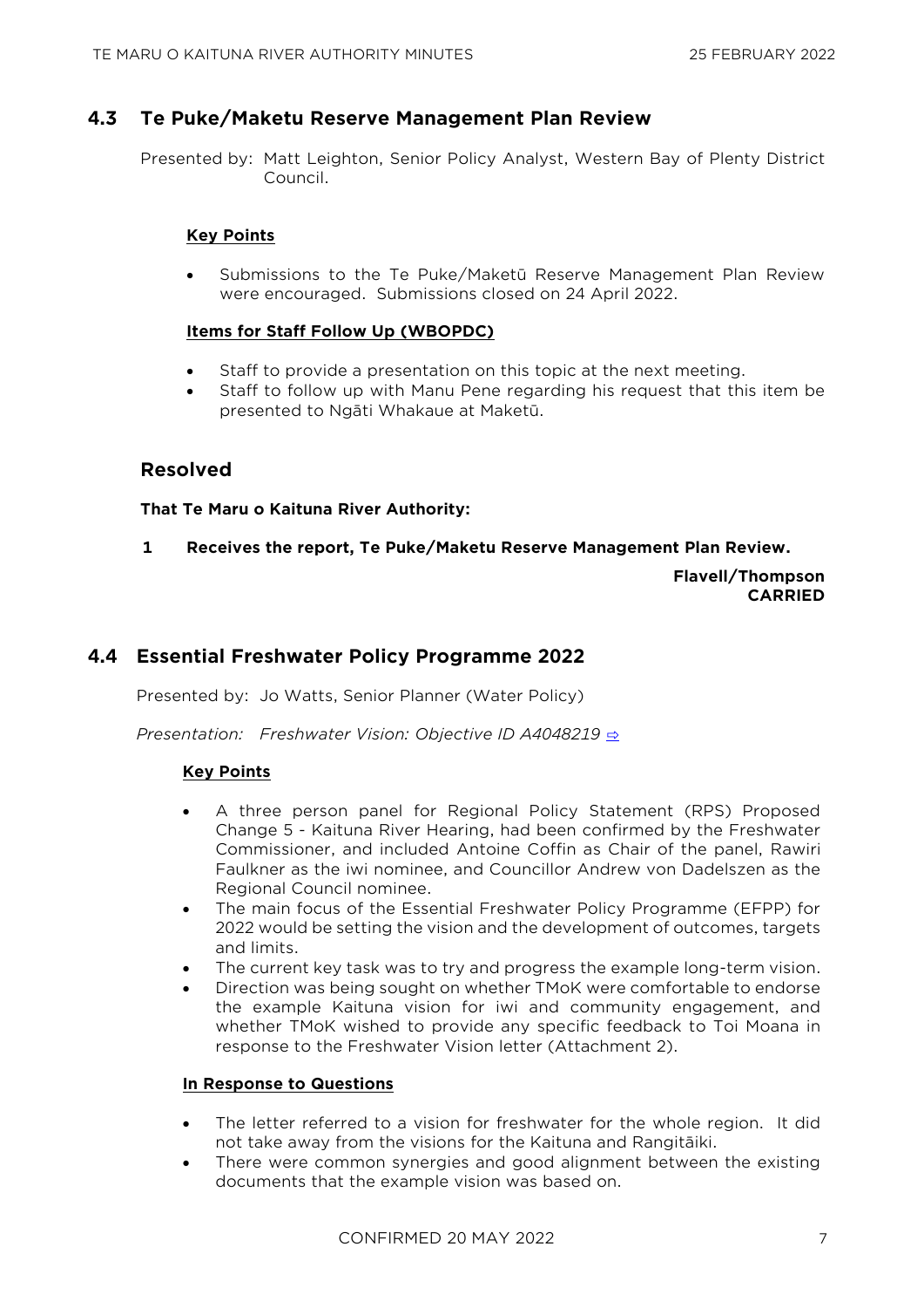## 4.3 Te Puke/Maketu Reserve Management Plan Review

Presented by: Matt Leighton, Senior Policy Analyst, Western Bay of Plenty District Council.

**Key Points**

- Submissions to the Te Puke/Maketū Reserve Management Plan Review were encouraged. Submissions closed on 24 April 2022.

**Items for Staff Follow Up (WBOPDC)**

- Staff to provide a presentation on this topic at the next meeting.
- Staff to follow up with Manu Pene regarding his request that this item be presented to Ngāti Whakaue at Maketū.

### Resolved

**That Te Maru o Kaituna River Authority:**

**1 Receives the report, Te Puke/Maketu Reserve Management Plan Review.**

**Flavell/Thompson**
**CARRIED**

## 4.4 Essential Freshwater Policy Programme 2022

Presented by: Jo Watts, Senior Planner (Water Policy)

*Presentation: Freshwater Vision: Objective ID A4048219* ⇨

**Key Points**

- A three person panel for Regional Policy Statement (RPS) Proposed Change 5 - Kaituna River Hearing, had been confirmed by the Freshwater Commissioner, and included Antoine Coffin as Chair of the panel, Rawiri Faulkner as the iwi nominee, and Councillor Andrew von Dadelszen as the Regional Council nominee.
- The main focus of the Essential Freshwater Policy Programme (EFPP) for 2022 would be setting the vision and the development of outcomes, targets and limits.
- The current key task was to try and progress the example long-term vision.
- Direction was being sought on whether TMoK were comfortable to endorse the example Kaituna vision for iwi and community engagement, and whether TMoK wished to provide any specific feedback to Toi Moana in response to the Freshwater Vision letter (Attachment 2).

**In Response to Questions**

- The letter referred to a vision for freshwater for the whole region. It did not take away from the visions for the Kaituna and Rangitāiki.
- There were common synergies and good alignment between the existing documents that the example vision was based on.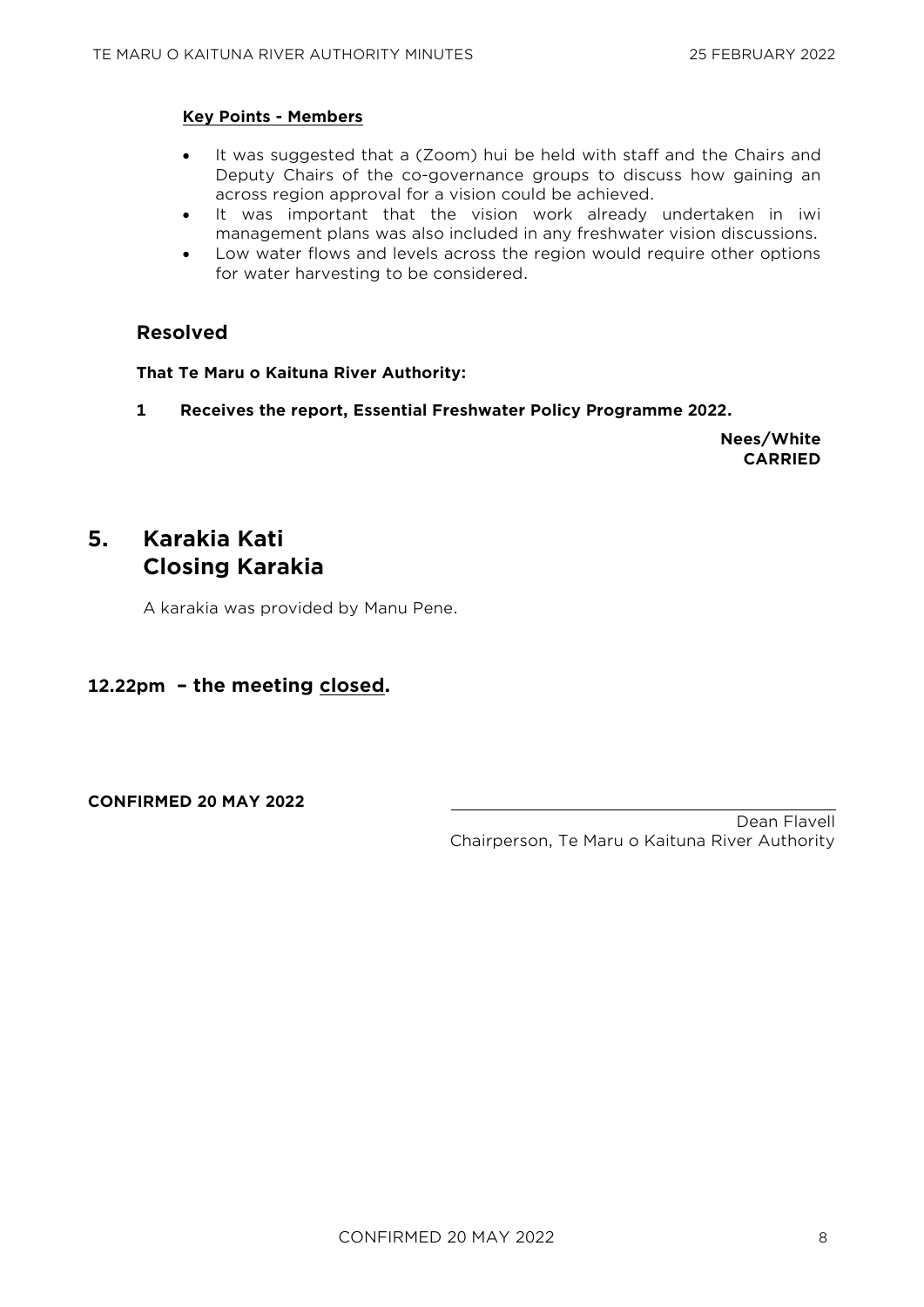**Key Points - Members**

- It was suggested that a (Zoom) hui be held with staff and the Chairs and Deputy Chairs of the co-governance groups to discuss how gaining an across region approval for a vision could be achieved.
- It was important that the vision work already undertaken in iwi management plans was also included in any freshwater vision discussions.
- Low water flows and levels across the region would require other options for water harvesting to be considered.

## Resolved

**That Te Maru o Kaituna River Authority:**

**1 Receives the report, Essential Freshwater Policy Programme 2022.**

**Nees/White**
**CARRIED**

# 5. Karakia Kati Closing Karakia

A karakia was provided by Manu Pene.

## 12.22pm – the meeting closed.

**CONFIRMED 20 MAY 2022**

Dean Flavell
Chairperson, Te Maru o Kaituna River Authority